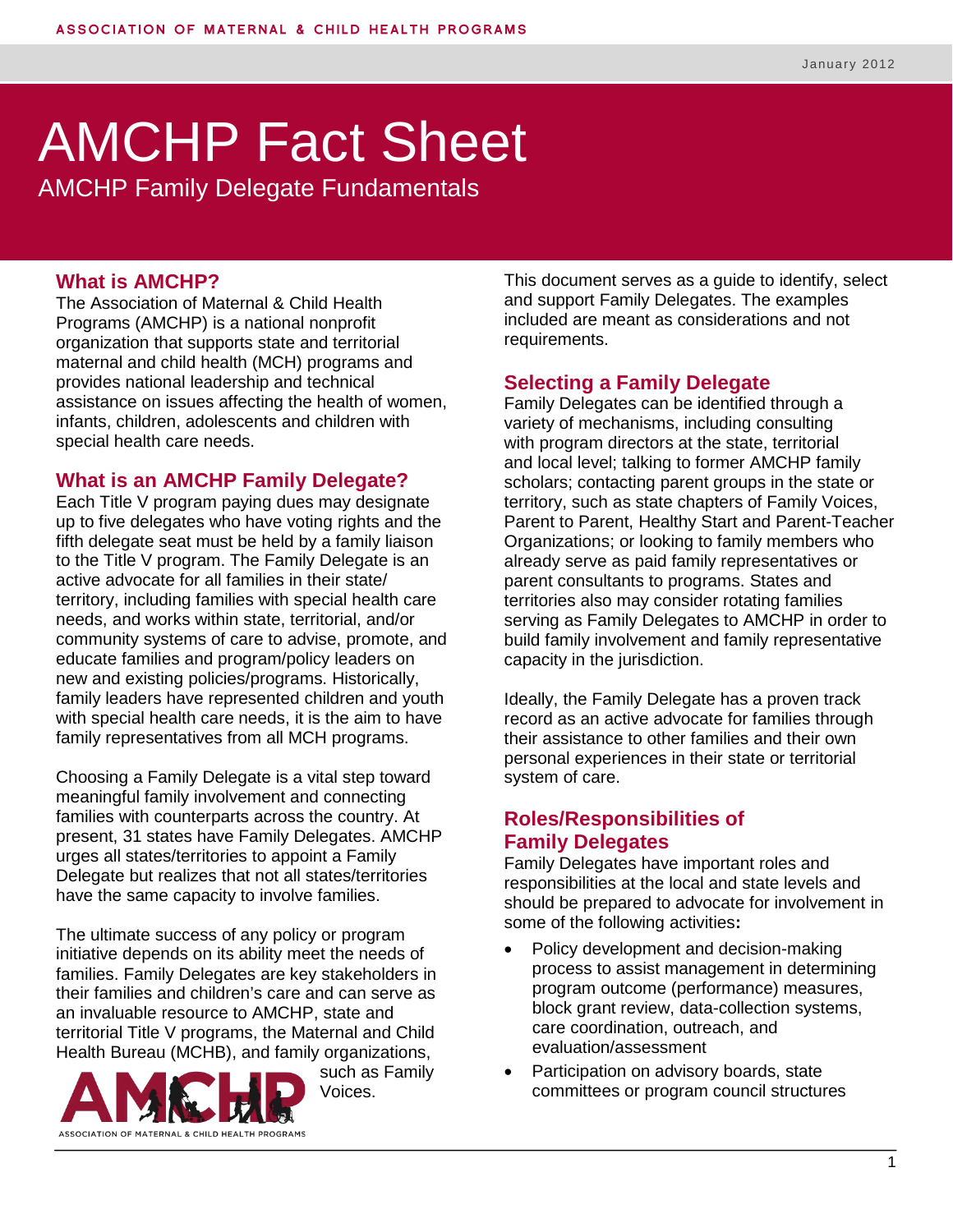ASSOCIATION OF MATERNAL & CHILD HEALTH PROGRAMS

January 2012

# AMCHP Fact Sheet

AMCHP Family Delegate Fundamentals

## What is AMCHP?

The Association of Maternal & Child Health Programs (AMCHP) is a national nonprofit organization that supports state and territorial maternal and child health (MCH) programs and provides national leadership and technical assistance on issues affecting the health of women, infants, children, adolescents and children with special health care needs.

## What is an AMCHP Family Delegate?

Each Title V program paying dues may designate up to five delegates who have voting rights and the fifth delegate seat must be held by a family liaison to the Title V program. The Family Delegate is an active advocate for all families in their state/ territory, including families with special health care needs, and works within state, territorial, and/or community systems of care to advise, promote, and educate families and program/policy leaders on new and existing policies/programs. Historically, family leaders have represented children and youth with special health care needs, it is the aim to have family representatives from all MCH programs.

Choosing a Family Delegate is a vital step toward meaningful family involvement and connecting families with counterparts across the country. At present, 31 states have Family Delegates. AMCHP urges all states/territories to appoint a Family Delegate but realizes that not all states/territories have the same capacity to involve families.

The ultimate success of any policy or program initiative depends on its ability meet the needs of families. Family Delegates are key stakeholders in their families and children's care and can serve as an invaluable resource to AMCHP, state and territorial Title V programs, the Maternal and Child Health Bureau (MCHB), and family organizations, such as Family Voices.

This document serves as a guide to identify, select and support Family Delegates. The examples included are meant as considerations and not requirements.

## Selecting a Family Delegate

Family Delegates can be identified through a variety of mechanisms, including consulting with program directors at the state, territorial and local level; talking to former AMCHP family scholars; contacting parent groups in the state or territory, such as state chapters of Family Voices, Parent to Parent, Healthy Start and Parent-Teacher Organizations; or looking to family members who already serve as paid family representatives or parent consultants to programs. States and territories also may consider rotating families serving as Family Delegates to AMCHP in order to build family involvement and family representative capacity in the jurisdiction.

Ideally, the Family Delegate has a proven track record as an active advocate for families through their assistance to other families and their own personal experiences in their state or territorial system of care.

## Roles/Responsibilities of Family Delegates

Family Delegates have important roles and responsibilities at the local and state levels and should be prepared to advocate for involvement in some of the following activities**:**

- Policy development and decision-making process to assist management in determining program outcome (performance) measures, block grant review, data-collection systems, care coordination, outreach, and evaluation/assessment
- Participation on advisory boards, state committees or program council structures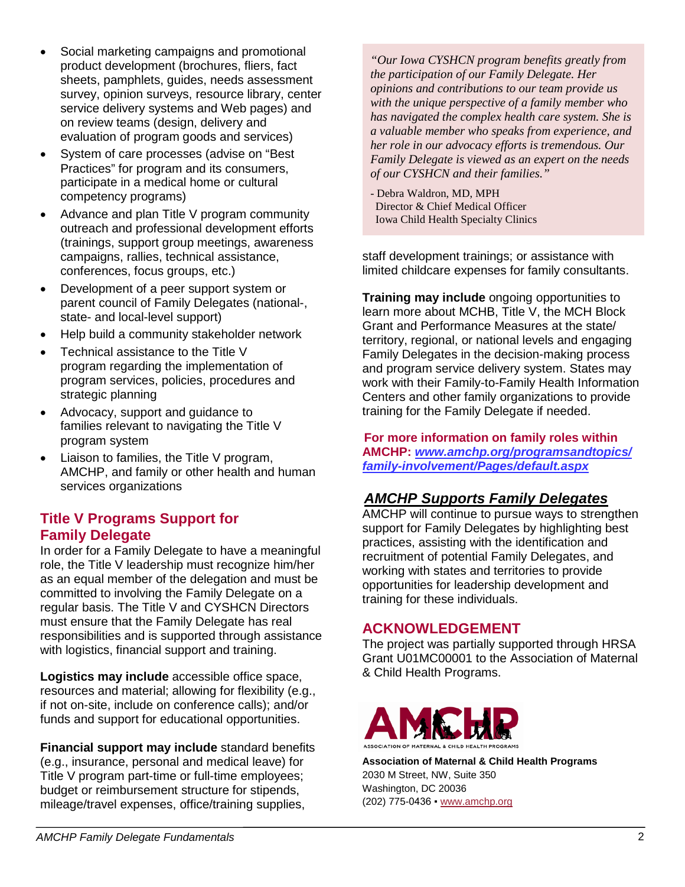- Social marketing campaigns and promotional product development (brochures, fliers, fact sheets, pamphlets, guides, needs assessment survey, opinion surveys, resource library, center service delivery systems and Web pages) and on review teams (design, delivery and evaluation of program goods and services)
- System of care processes (advise on "Best Practices" for program and its consumers, participate in a medical home or cultural competency programs)
- Advance and plan Title V program community outreach and professional development efforts (trainings, support group meetings, awareness campaigns, rallies, technical assistance, conferences, focus groups, etc.)
- Development of a peer support system or parent council of Family Delegates (national-, state- and local-level support)
- Help build a community stakeholder network
- Technical assistance to the Title V program regarding the implementation of program services, policies, procedures and strategic planning
- Advocacy, support and guidance to families relevant to navigating the Title V program system
- Liaison to families, the Title V program, AMCHP, and family or other health and human services organizations

## Title V Programs Support for Family Delegate

In order for a Family Delegate to have a meaningful role, the Title V leadership must recognize him/her as an equal member of the delegation and must be committed to involving the Family Delegate on a regular basis. The Title V and CYSHCN Directors must ensure that the Family Delegate has real responsibilities and is supported through assistance with logistics, financial support and training.

**Logistics may include** accessible office space, resources and material; allowing for flexibility (e.g., if not on-site, include on conference calls); and/or funds and support for educational opportunities.

**Financial support may include** standard benefits (e.g., insurance, personal and medical leave) for Title V program part-time or full-time employees; budget or reimbursement structure for stipends, mileage/travel expenses, office/training supplies, staff development trainings; or assistance with limited childcare expenses for family consultants.

> *"Our Iowa CYSHCN program benefits greatly from the participation of our Family Delegate. Her opinions and contributions to our team provide us with the unique perspective of a family member who has navigated the complex health care system. She is a valuable member who speaks from experience, and her role in our advocacy efforts is tremendous. Our Family Delegate is viewed as an expert on the needs of our CYSHCN and their families."*
>
> - Debra Waldron, MD, MPH
> Director & Chief Medical Officer
> Iowa Child Health Specialty Clinics

**Training may include** ongoing opportunities to learn more about MCHB, Title V, the MCH Block Grant and Performance Measures at the state/territory, regional, or national levels and engaging Family Delegates in the decision-making process and program service delivery system. States may work with their Family-to-Family Health Information Centers and other family organizations to provide training for the Family Delegate if needed.

**For more information on family roles within AMCHP: *www.amchp.org/programsandtopics/family-involvement/Pages/default.aspx***

## *AMCHP Supports Family Delegates*

AMCHP will continue to pursue ways to strengthen support for Family Delegates by highlighting best practices, assisting with the identification and recruitment of potential Family Delegates, and working with states and territories to provide opportunities for leadership development and training for these individuals.

## ACKNOWLEDGEMENT

The project was partially supported through HRSA Grant U01MC00001 to the Association of Maternal & Child Health Programs.

AMCHP
ASSOCIATION OF MATERNAL & CHILD HEALTH PROGRAMS

**Association of Maternal & Child Health Programs**
2030 M Street, NW, Suite 350
Washington, DC 20036
(202) 775-0436 ▪ www.amchp.org